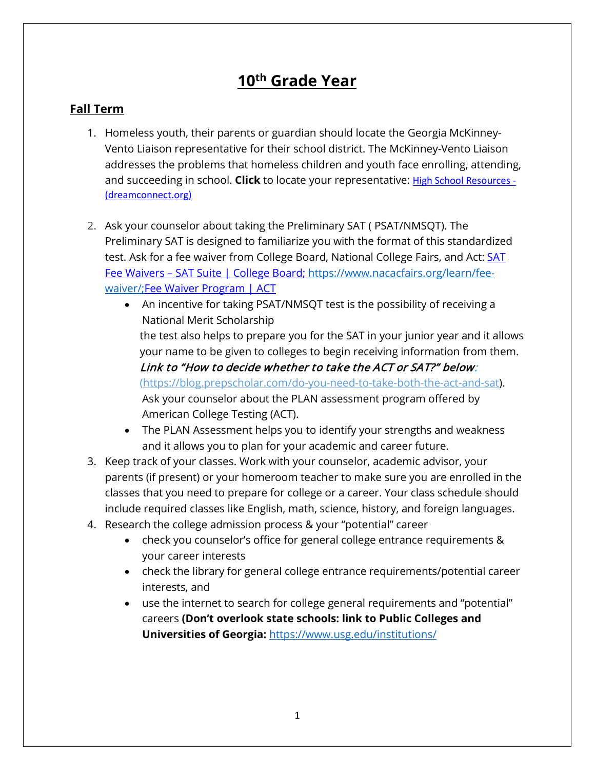# 10th Grade Year

## Fall Term

1. Homeless youth, their parents or guardian should locate the Georgia McKinney-Vento Liaison representative for their school district. The McKinney-Vento Liaison addresses the problems that homeless children and youth face enrolling, attending, and succeeding in school. **Click** to locate your representative: High School Resources - (dreamconnect.org)

2. Ask your counselor about taking the Preliminary SAT ( PSAT/NMSQT). The Preliminary SAT is designed to familiarize you with the format of this standardized test. Ask for a fee waiver from College Board, National College Fairs, and Act: SAT Fee Waivers – SAT Suite | College Board; https://www.nacacfairs.org/learn/fee-waiver/;Fee Waiver Program | ACT
   - An incentive for taking PSAT/NMSQT test is the possibility of receiving a National Merit Scholarship

     the test also helps to prepare you for the SAT in your junior year and it allows your name to be given to colleges to begin receiving information from them. *Link to "How to decide whether to take the ACT or SAT?" below*: (https://blog.prepscholar.com/do-you-need-to-take-both-the-act-and-sat).

     Ask your counselor about the PLAN assessment program offered by American College Testing (ACT).
   - The PLAN Assessment helps you to identify your strengths and weakness and it allows you to plan for your academic and career future.
3. Keep track of your classes. Work with your counselor, academic advisor, your parents (if present) or your homeroom teacher to make sure you are enrolled in the classes that you need to prepare for college or a career. Your class schedule should include required classes like English, math, science, history, and foreign languages.
4. Research the college admission process & your "potential" career
   - check you counselor's office for general college entrance requirements & your career interests
   - check the library for general college entrance requirements/potential career interests, and
   - use the internet to search for college general requirements and "potential" careers **(Don't overlook state schools: link to Public Colleges and Universities of Georgia:** https://www.usg.edu/institutions/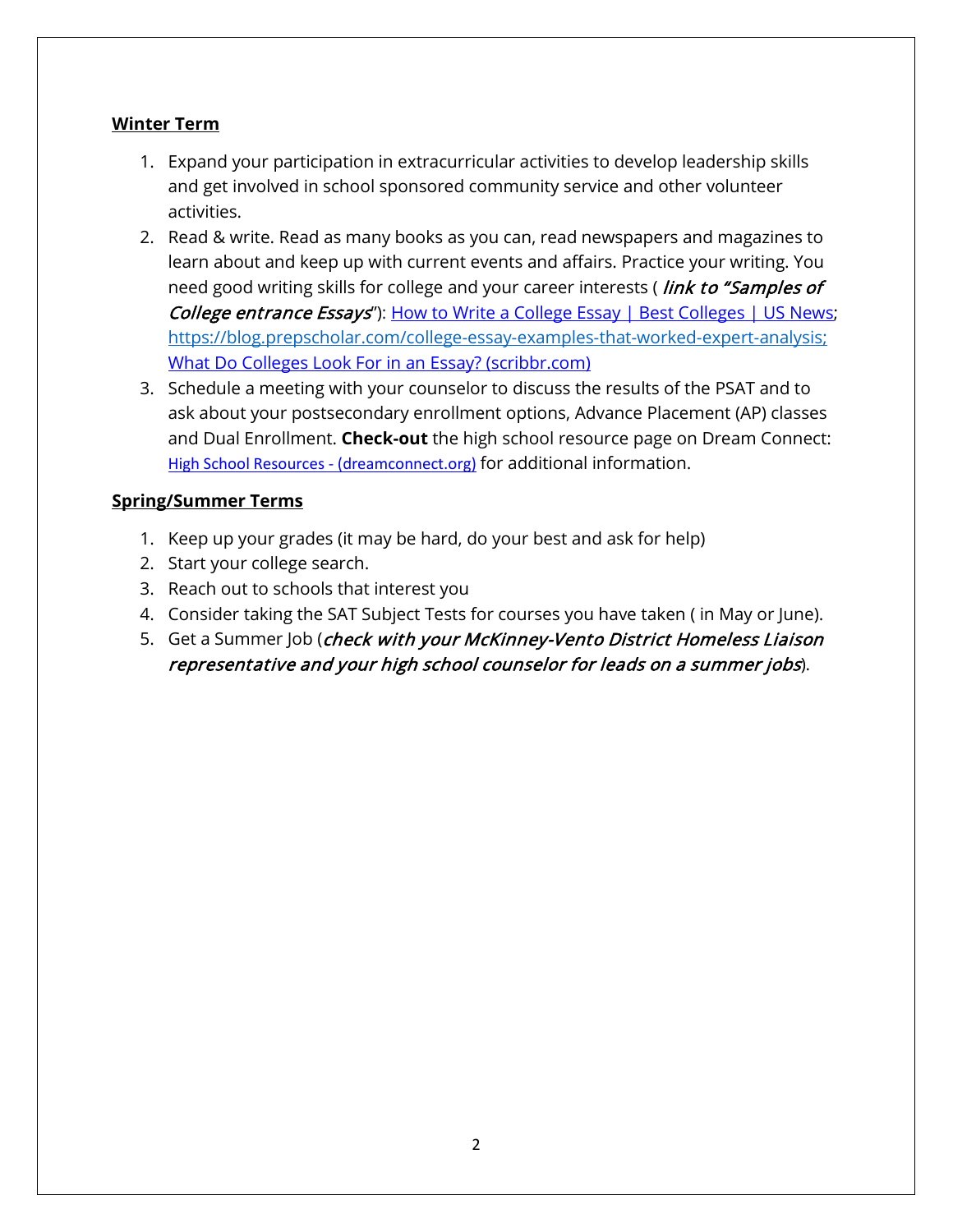**<u>Winter Term</u>**

1. Expand your participation in extracurricular activities to develop leadership skills and get involved in school sponsored community service and other volunteer activities.
2. Read & write. Read as many books as you can, read newspapers and magazines to learn about and keep up with current events and affairs. Practice your writing. You need good writing skills for college and your career interests ( *link to "Samples of College entrance Essays*"): How to Write a College Essay | Best Colleges | US News; https://blog.prepscholar.com/college-essay-examples-that-worked-expert-analysis; What Do Colleges Look For in an Essay? (scribbr.com)
3. Schedule a meeting with your counselor to discuss the results of the PSAT and to ask about your postsecondary enrollment options, Advance Placement (AP) classes and Dual Enrollment. **Check-out** the high school resource page on Dream Connect: High School Resources - (dreamconnect.org) for additional information.

**<u>Spring/Summer Terms</u>**

1. Keep up your grades (it may be hard, do your best and ask for help)
2. Start your college search.
3. Reach out to schools that interest you
4. Consider taking the SAT Subject Tests for courses you have taken ( in May or June).
5. Get a Summer Job (*check with your McKinney-Vento District Homeless Liaison representative and your high school counselor for leads on a summer jobs*).